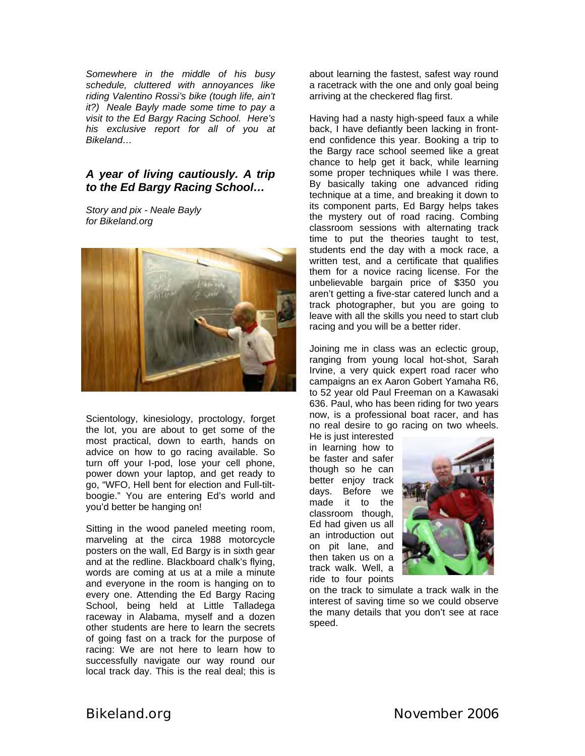*Somewhere in the middle of his busy schedule, cluttered with annoyances like riding Valentino Rossi's bike (tough life, ain't it?) Neale Bayly made some time to pay a visit to the Ed Bargy Racing School. Here's his exclusive report for all of you at Bikeland…*

## *A year of living cautiously. A trip to the Ed Bargy Racing School…*

*Story and pix - Neale Bayly for Bikeland.org*

Scientology, kinesiology, proctology, forget the lot, you are about to get some of the most practical, down to earth, hands on advice on how to go racing available. So turn off your I-pod, lose your cell phone, power down your laptop, and get ready to go, "WFO, Hell bent for election and Full-tilt-boogie." You are entering Ed's world and you'd better be hanging on!

Sitting in the wood paneled meeting room, marveling at the circa 1988 motorcycle posters on the wall, Ed Bargy is in sixth gear and at the redline. Blackboard chalk's flying, words are coming at us at a mile a minute and everyone in the room is hanging on to every one. Attending the Ed Bargy Racing School, being held at Little Talladega raceway in Alabama, myself and a dozen other students are here to learn the secrets of going fast on a track for the purpose of racing: We are not here to learn how to successfully navigate our way round our local track day. This is the real deal; this is about learning the fastest, safest way round a racetrack with the one and only goal being arriving at the checkered flag first.

Having had a nasty high-speed faux a while back, I have defiantly been lacking in front-end confidence this year. Booking a trip to the Bargy race school seemed like a great chance to help get it back, while learning some proper techniques while I was there. By basically taking one advanced riding technique at a time, and breaking it down to its component parts, Ed Bargy helps takes the mystery out of road racing. Combing classroom sessions with alternating track time to put the theories taught to test, students end the day with a mock race, a written test, and a certificate that qualifies them for a novice racing license. For the unbelievable bargain price of $350 you aren't getting a five-star catered lunch and a track photographer, but you are going to leave with all the skills you need to start club racing and you will be a better rider.

Joining me in class was an eclectic group, ranging from young local hot-shot, Sarah Irvine, a very quick expert road racer who campaigns an ex Aaron Gobert Yamaha R6, to 52 year old Paul Freeman on a Kawasaki 636. Paul, who has been riding for two years now, is a professional boat racer, and has no real desire to go racing on two wheels. He is just interested in learning how to be faster and safer though so he can better enjoy track days. Before we made it to the classroom though, Ed had given us all an introduction out on pit lane, and then taken us on a track walk. Well, a ride to four points on the track to simulate a track walk in the interest of saving time so we could observe the many details that you don't see at race speed.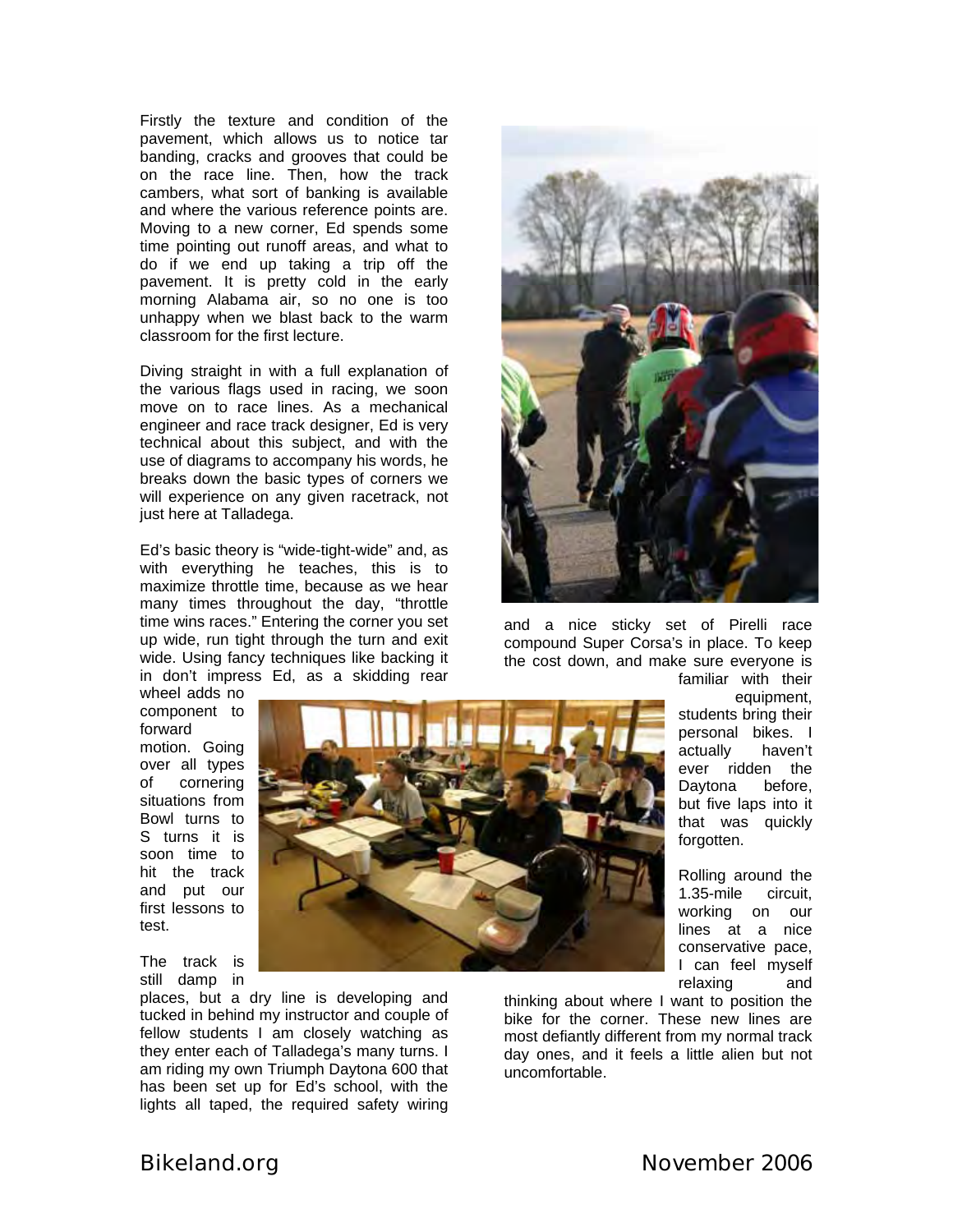Firstly the texture and condition of the pavement, which allows us to notice tar banding, cracks and grooves that could be on the race line. Then, how the track cambers, what sort of banking is available and where the various reference points are. Moving to a new corner, Ed spends some time pointing out runoff areas, and what to do if we end up taking a trip off the pavement. It is pretty cold in the early morning Alabama air, so no one is too unhappy when we blast back to the warm classroom for the first lecture.

Diving straight in with a full explanation of the various flags used in racing, we soon move on to race lines. As a mechanical engineer and race track designer, Ed is very technical about this subject, and with the use of diagrams to accompany his words, he breaks down the basic types of corners we will experience on any given racetrack, not just here at Talladega.

Ed's basic theory is "wide-tight-wide" and, as with everything he teaches, this is to maximize throttle time, because as we hear many times throughout the day, "throttle time wins races." Entering the corner you set up wide, run tight through the turn and exit wide. Using fancy techniques like backing it in don't impress Ed, as a skidding rear wheel adds no component to forward motion. Going over all types of cornering situations from Bowl turns to S turns it is soon time to hit the track and put our first lessons to test.

The track is still damp in places, but a dry line is developing and tucked in behind my instructor and couple of fellow students I am closely watching as they enter each of Talladega's many turns. I am riding my own Triumph Daytona 600 that has been set up for Ed's school, with the lights all taped, the required safety wiring and a nice sticky set of Pirelli race compound Super Corsa's in place. To keep the cost down, and make sure everyone is familiar with their equipment, students bring their personal bikes. I actually haven't ever ridden the Daytona before, but five laps into it that was quickly forgotten.

Rolling around the 1.35-mile circuit, working on our lines at a nice conservative pace, I can feel myself relaxing and thinking about where I want to position the bike for the corner. These new lines are most defiantly different from my normal track day ones, and it feels a little alien but not uncomfortable.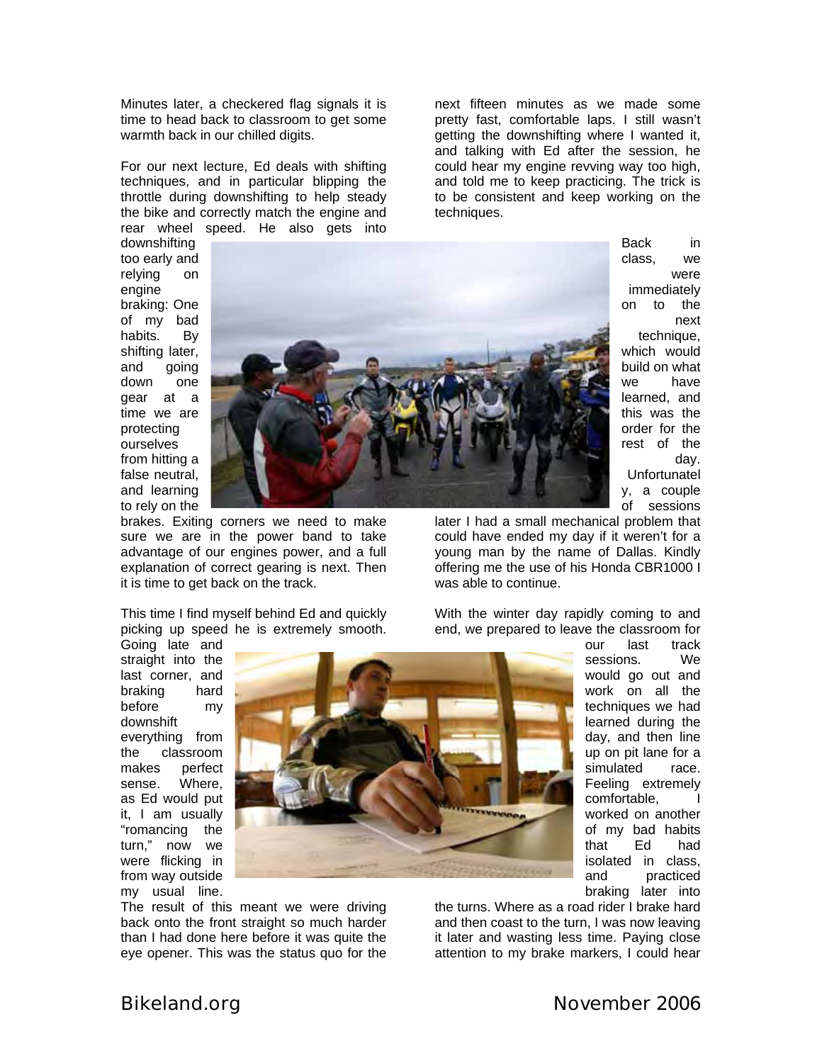Minutes later, a checkered flag signals it is time to head back to classroom to get some warmth back in our chilled digits.

For our next lecture, Ed deals with shifting techniques, and in particular blipping the throttle during downshifting to help steady the bike and correctly match the engine and rear wheel speed. He also gets into downshifting too early and relying on engine braking: One of my bad habits. By shifting later, and going down one gear at a time we are protecting ourselves from hitting a false neutral, and learning to rely on the brakes. Exiting corners we need to make sure we are in the power band to take advantage of our engines power, and a full explanation of correct gearing is next. Then it is time to get back on the track.

This time I find myself behind Ed and quickly picking up speed he is extremely smooth. Going late and straight into the last corner, and braking hard before my downshift everything from the classroom makes perfect sense. Where, as Ed would put it, I am usually "romancing the turn," now we were flicking in from way outside my usual line. The result of this meant we were driving back onto the front straight so much harder than I had done here before it was quite the eye opener. This was the status quo for the next fifteen minutes as we made some pretty fast, comfortable laps. I still wasn't getting the downshifting where I wanted it, and talking with Ed after the session, he could hear my engine revving way too high, and told me to keep practicing. The trick is to be consistent and keep working on the techniques.

Back in class, we were immediately on to the next technique, which would build on what we have learned, and this was the order for the rest of the day. Unfortunately, a couple of sessions later I had a small mechanical problem that could have ended my day if it weren't for a young man by the name of Dallas. Kindly offering me the use of his Honda CBR1000 I was able to continue.

With the winter day rapidly coming to and end, we prepared to leave the classroom for our last track sessions. We would go out and work on all the techniques we had learned during the day, and then line up on pit lane for a simulated race. Feeling extremely comfortable, I worked on another of my bad habits that Ed had isolated in class, and practiced braking later into the turns. Where as a road rider I brake hard and then coast to the turn, I was now leaving it later and wasting less time. Paying close attention to my brake markers, I could hear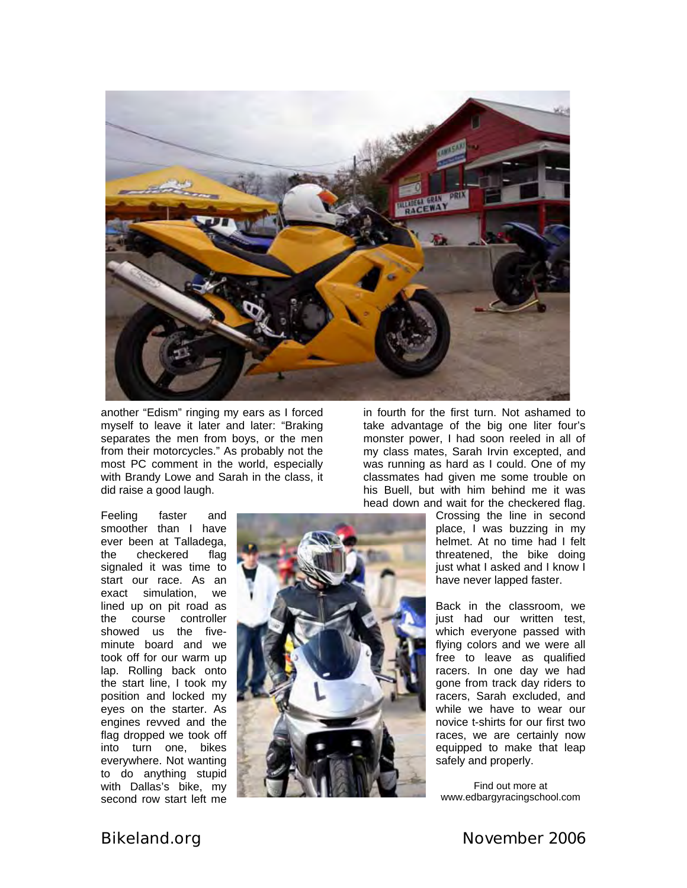another "Edism" ringing my ears as I forced myself to leave it later and later: "Braking separates the men from boys, or the men from their motorcycles." As probably not the most PC comment in the world, especially with Brandy Lowe and Sarah in the class, it did raise a good laugh.

Feeling faster and smoother than I have ever been at Talladega, the checkered flag signaled it was time to start our race. As an exact simulation, we lined up on pit road as the course controller showed us the five-minute board and we took off for our warm up lap. Rolling back onto the start line, I took my position and locked my eyes on the starter. As engines revved and the flag dropped we took off into turn one, bikes everywhere. Not wanting to do anything stupid with Dallas's bike, my second row start left me in fourth for the first turn. Not ashamed to take advantage of the big one liter four's monster power, I had soon reeled in all of my class mates, Sarah Irvin excepted, and was running as hard as I could. One of my classmates had given me some trouble on his Buell, but with him behind me it was head down and wait for the checkered flag. Crossing the line in second place, I was buzzing in my helmet. At no time had I felt threatened, the bike doing just what I asked and I know I have never lapped faster.

Back in the classroom, we just had our written test, which everyone passed with flying colors and we were all free to leave as qualified racers. In one day we had gone from track day riders to racers, Sarah excluded, and while we have to wear our novice t-shirts for our first two races, we are certainly now equipped to make that leap safely and properly.

Find out more at www.edbargyracingschool.com